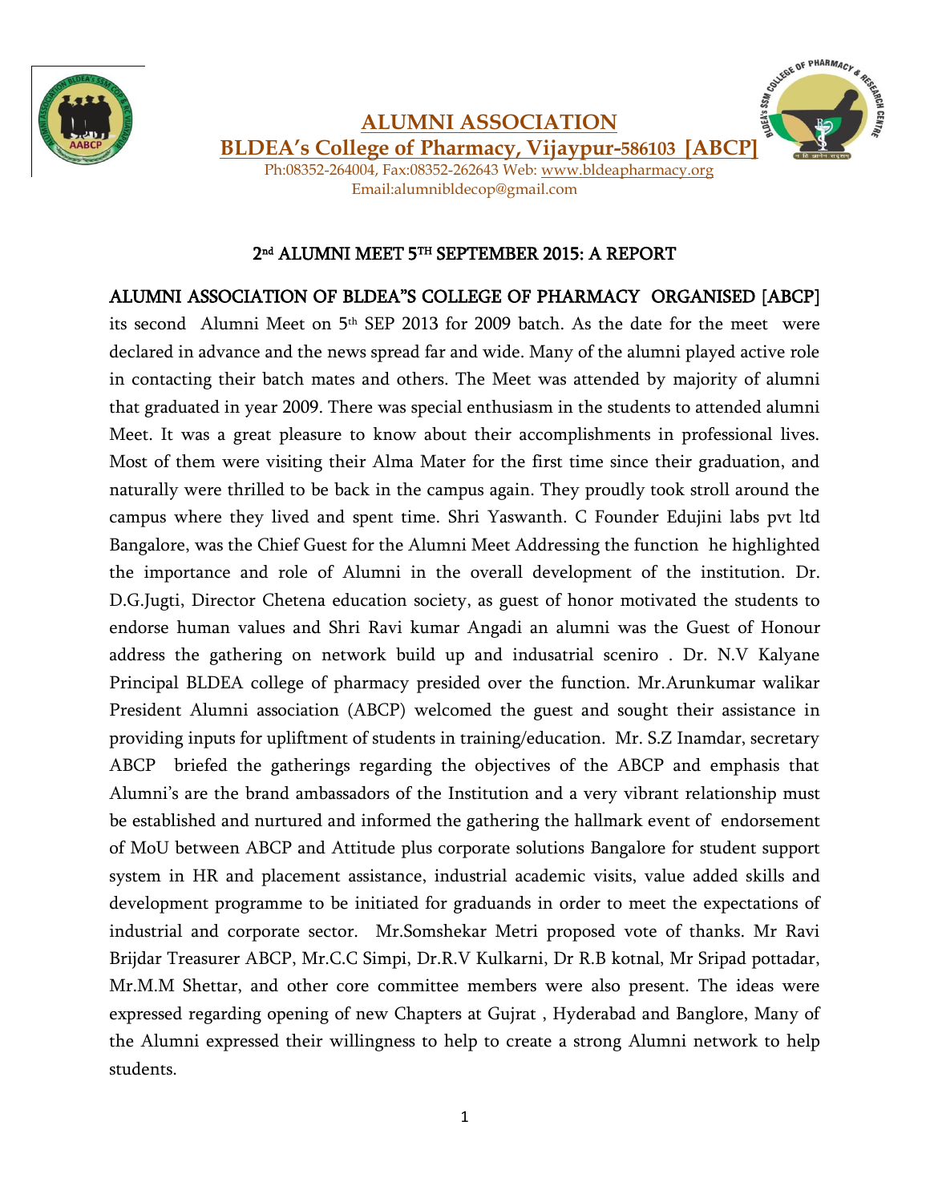# ALUMNI ASSOCIATION

## BLDEA's College of Pharmacy, Vijaypur-586103 [ABCP]

Ph:08352-264004, Fax:08352-262643 Web: www.bldeapharmacy.org
Email:alumnibldecop@gmail.com

### 2[nd] ALUMNI MEET 5[TH] SEPTEMBER 2015: A REPORT

ALUMNI ASSOCIATION OF BLDEA"S COLLEGE OF PHARMACY ORGANISED [ABCP] its second Alumni Meet on 5[th] SEP 2013 for 2009 batch. As the date for the meet were declared in advance and the news spread far and wide. Many of the alumni played active role in contacting their batch mates and others. The Meet was attended by majority of alumni that graduated in year 2009. There was special enthusiasm in the students to attended alumni Meet. It was a great pleasure to know about their accomplishments in professional lives. Most of them were visiting their Alma Mater for the first time since their graduation, and naturally were thrilled to be back in the campus again. They proudly took stroll around the campus where they lived and spent time. Shri Yaswanth. C Founder Edujini labs pvt ltd Bangalore, was the Chief Guest for the Alumni Meet Addressing the function he highlighted the importance and role of Alumni in the overall development of the institution. Dr. D.G.Jugti, Director Chetena education society, as guest of honor motivated the students to endorse human values and Shri Ravi kumar Angadi an alumni was the Guest of Honour address the gathering on network build up and indusatrial sceniro . Dr. N.V Kalyane Principal BLDEA college of pharmacy presided over the function. Mr.Arunkumar walikar President Alumni association (ABCP) welcomed the guest and sought their assistance in providing inputs for upliftment of students in training/education. Mr. S.Z Inamdar, secretary ABCP briefed the gatherings regarding the objectives of the ABCP and emphasis that Alumni's are the brand ambassadors of the Institution and a very vibrant relationship must be established and nurtured and informed the gathering the hallmark event of endorsement of MoU between ABCP and Attitude plus corporate solutions Bangalore for student support system in HR and placement assistance, industrial academic visits, value added skills and development programme to be initiated for graduands in order to meet the expectations of industrial and corporate sector. Mr.Somshekar Metri proposed vote of thanks. Mr Ravi Brijdar Treasurer ABCP, Mr.C.C Simpi, Dr.R.V Kulkarni, Dr R.B kotnal, Mr Sripad pottadar, Mr.M.M Shettar, and other core committee members were also present. The ideas were expressed regarding opening of new Chapters at Gujrat , Hyderabad and Banglore, Many of the Alumni expressed their willingness to help to create a strong Alumni network to help students.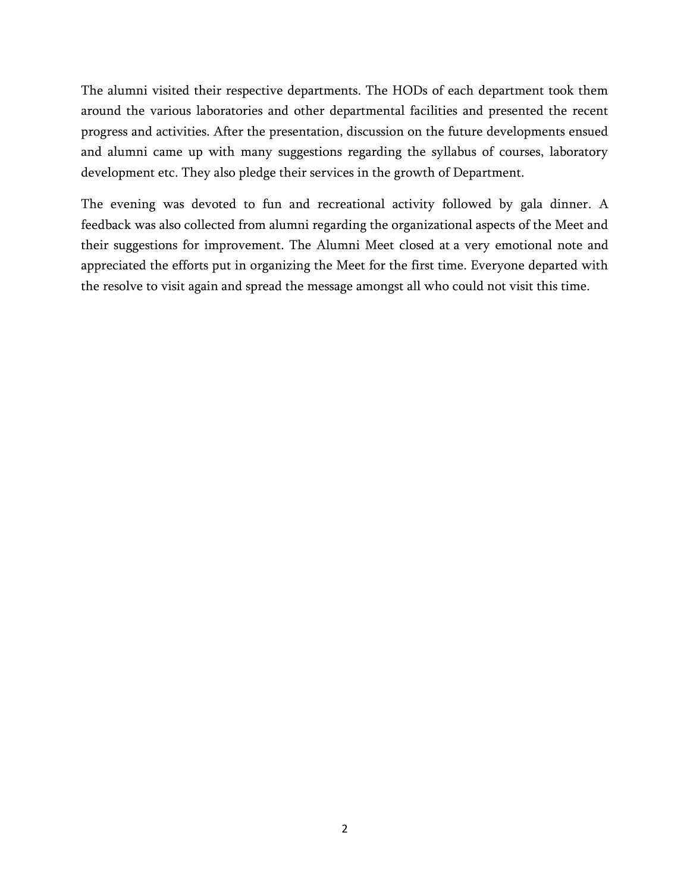The alumni visited their respective departments. The HODs of each department took them around the various laboratories and other departmental facilities and presented the recent progress and activities. After the presentation, discussion on the future developments ensued and alumni came up with many suggestions regarding the syllabus of courses, laboratory development etc. They also pledge their services in the growth of Department.

The evening was devoted to fun and recreational activity followed by gala dinner. A feedback was also collected from alumni regarding the organizational aspects of the Meet and their suggestions for improvement. The Alumni Meet closed at a very emotional note and appreciated the efforts put in organizing the Meet for the first time. Everyone departed with the resolve to visit again and spread the message amongst all who could not visit this time.